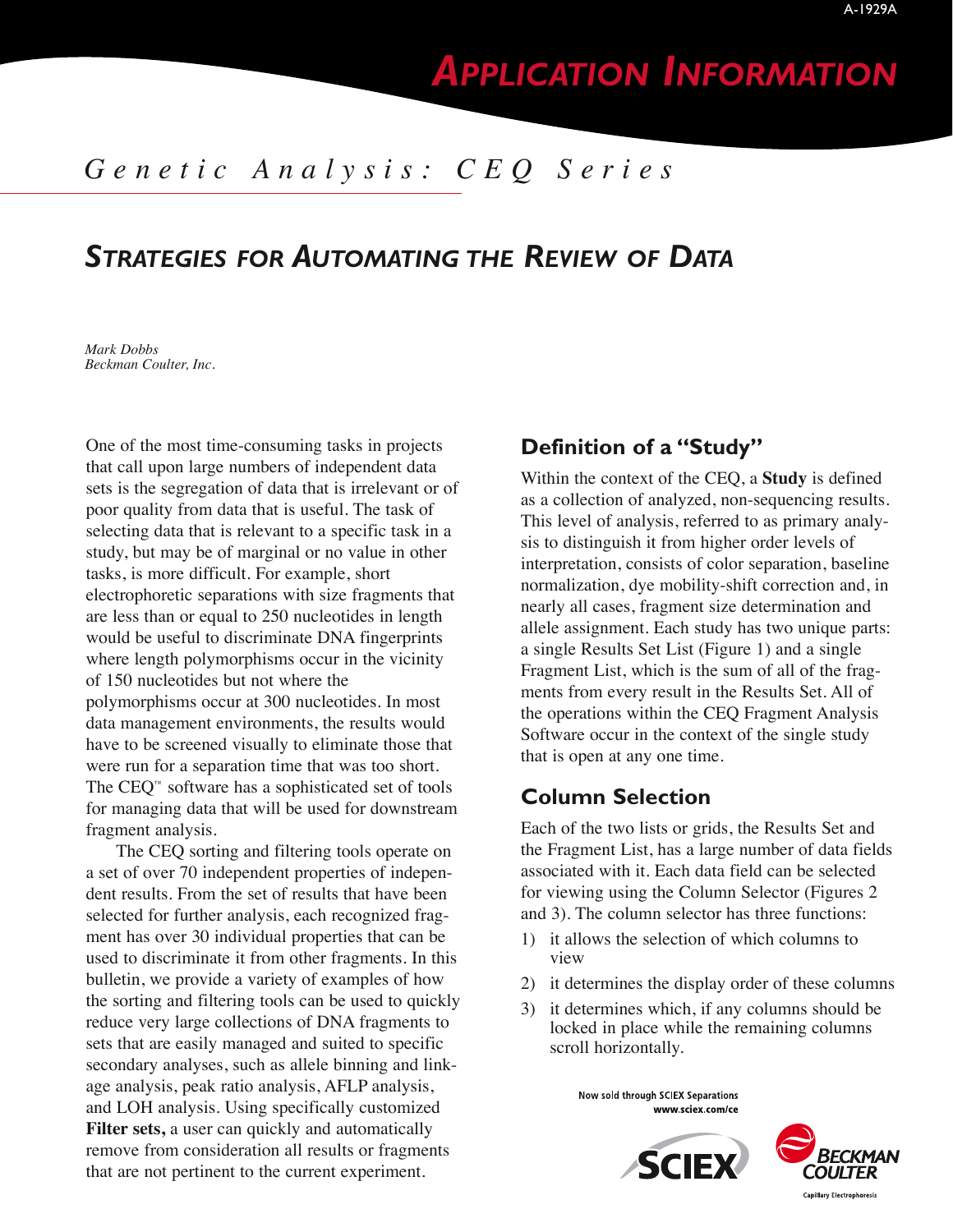# APPLICATION INFORMATION

*Genetic Analysis: CEQ Series*

## STRATEGIES FOR AUTOMATING THE REVIEW OF DATA

*Mark Dobbs*
*Beckman Coulter, Inc.*

One of the most time-consuming tasks in projects that call upon large numbers of independent data sets is the segregation of data that is irrelevant or of poor quality from data that is useful. The task of selecting data that is relevant to a specific task in a study, but may be of marginal or no value in other tasks, is more difficult. For example, short electrophoretic separations with size fragments that are less than or equal to 250 nucleotides in length would be useful to discriminate DNA fingerprints where length polymorphisms occur in the vicinity of 150 nucleotides but not where the polymorphisms occur at 300 nucleotides. In most data management environments, the results would have to be screened visually to eliminate those that were run for a separation time that was too short. The CEQ™ software has a sophisticated set of tools for managing data that will be used for downstream fragment analysis.

The CEQ sorting and filtering tools operate on a set of over 70 independent properties of independent results. From the set of results that have been selected for further analysis, each recognized fragment has over 30 individual properties that can be used to discriminate it from other fragments. In this bulletin, we provide a variety of examples of how the sorting and filtering tools can be used to quickly reduce very large collections of DNA fragments to sets that are easily managed and suited to specific secondary analyses, such as allele binning and linkage analysis, peak ratio analysis, AFLP analysis, and LOH analysis. Using specifically customized **Filter sets,** a user can quickly and automatically remove from consideration all results or fragments that are not pertinent to the current experiment.

### Definition of a "Study"

Within the context of the CEQ, a **Study** is defined as a collection of analyzed, non-sequencing results. This level of analysis, referred to as primary analysis to distinguish it from higher order levels of interpretation, consists of color separation, baseline normalization, dye mobility-shift correction and, in nearly all cases, fragment size determination and allele assignment. Each study has two unique parts: a single Results Set List (Figure 1) and a single Fragment List, which is the sum of all of the fragments from every result in the Results Set. All of the operations within the CEQ Fragment Analysis Software occur in the context of the single study that is open at any one time.

### Column Selection

Each of the two lists or grids, the Results Set and the Fragment List, has a large number of data fields associated with it. Each data field can be selected for viewing using the Column Selector (Figures 2 and 3). The column selector has three functions:

1) it allows the selection of which columns to view
2) it determines the display order of these columns
3) it determines which, if any columns should be locked in place while the remaining columns scroll horizontally.

Now sold through SCIEX Separations
www.sciex.com/ce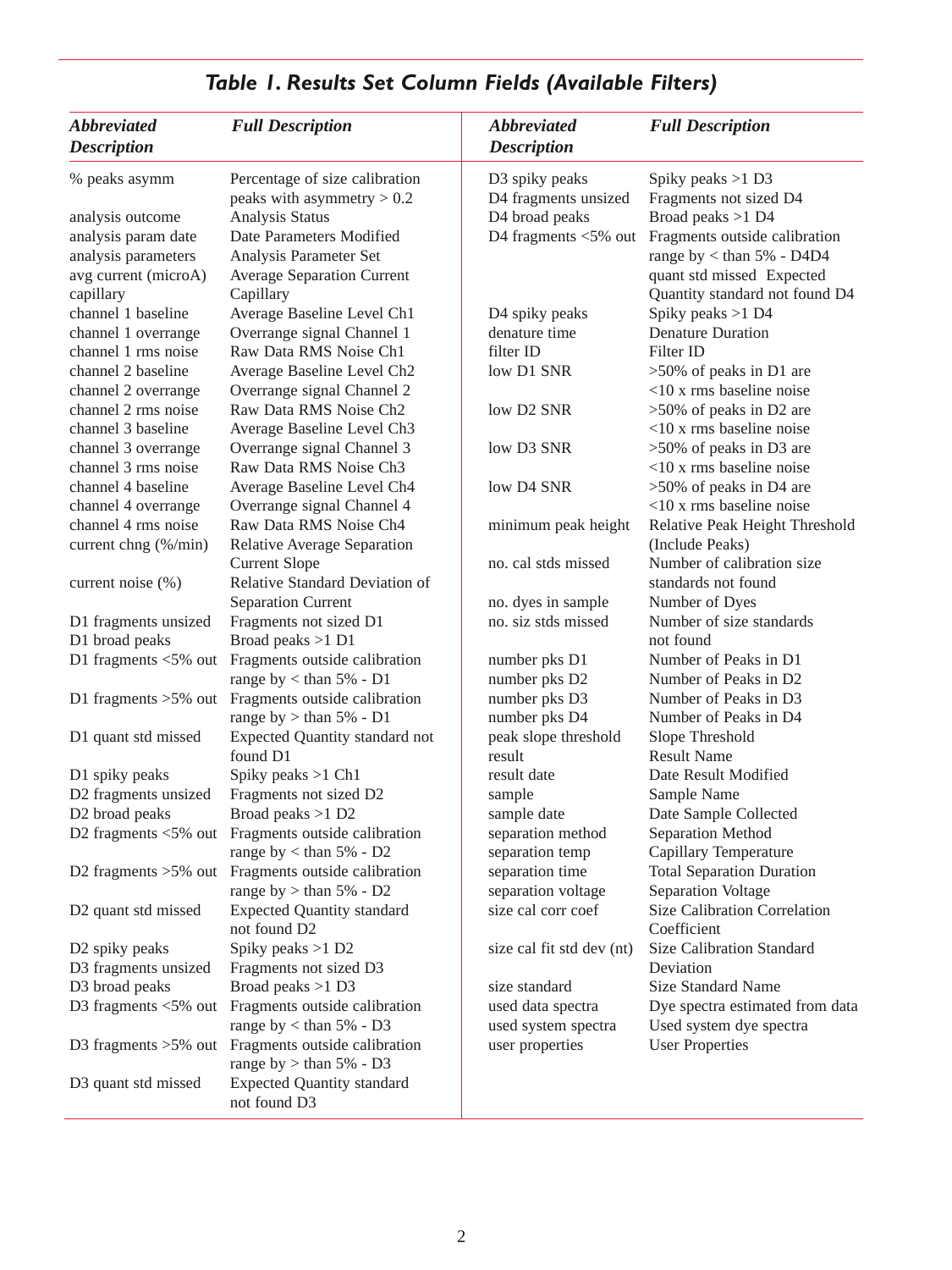## *Table 1. Results Set Column Fields (Available Filters)*

| *Abbreviated Description* | *Full Description* |
|---|---|
| % peaks asymm | Percentage of size calibration peaks with asymmetry > 0.2 |
| analysis outcome | Analysis Status |
| analysis param date | Date Parameters Modified |
| analysis parameters | Analysis Parameter Set |
| avg current (microA) | Average Separation Current |
| capillary | Capillary |
| channel 1 baseline | Average Baseline Level Ch1 |
| channel 1 overrange | Overrange signal Channel 1 |
| channel 1 rms noise | Raw Data RMS Noise Ch1 |
| channel 2 baseline | Average Baseline Level Ch2 |
| channel 2 overrange | Overrange signal Channel 2 |
| channel 2 rms noise | Raw Data RMS Noise Ch2 |
| channel 3 baseline | Average Baseline Level Ch3 |
| channel 3 overrange | Overrange signal Channel 3 |
| channel 3 rms noise | Raw Data RMS Noise Ch3 |
| channel 4 baseline | Average Baseline Level Ch4 |
| channel 4 overrange | Overrange signal Channel 4 |
| channel 4 rms noise | Raw Data RMS Noise Ch4 |
| current chng (%/min) | Relative Average Separation Current Slope |
| current noise (%) | Relative Standard Deviation of Separation Current |
| D1 fragments unsized | Fragments not sized D1 |
| D1 broad peaks | Broad peaks >1 D1 |
| D1 fragments <5% out | Fragments outside calibration range by < than 5% - D1 |
| D1 fragments >5% out | Fragments outside calibration range by > than 5% - D1 |
| D1 quant std missed | Expected Quantity standard not found D1 |
| D1 spiky peaks | Spiky peaks >1 Ch1 |
| D2 fragments unsized | Fragments not sized D2 |
| D2 broad peaks | Broad peaks >1 D2 |
| D2 fragments <5% out | Fragments outside calibration range by < than 5% - D2 |
| D2 fragments >5% out | Fragments outside calibration range by > than 5% - D2 |
| D2 quant std missed | Expected Quantity standard not found D2 |
| D2 spiky peaks | Spiky peaks >1 D2 |
| D3 fragments unsized | Fragments not sized D3 |
| D3 broad peaks | Broad peaks >1 D3 |
| D3 fragments <5% out | Fragments outside calibration range by < than 5% - D3 |
| D3 fragments >5% out | Fragments outside calibration range by > than 5% - D3 |
| D3 quant std missed | Expected Quantity standard not found D3 |
| D3 spiky peaks | Spiky peaks >1 D3 |
| D4 fragments unsized | Fragments not sized D4 |
| D4 broad peaks | Broad peaks >1 D4 |
| D4 fragments <5% out | Fragments outside calibration range by < than 5% - D4D4 quant std missed Expected Quantity standard not found D4 |
| D4 spiky peaks | Spiky peaks >1 D4 |
| denature time | Denature Duration |
| filter ID | Filter ID |
| low D1 SNR | >50% of peaks in D1 are <10 x rms baseline noise |
| low D2 SNR | >50% of peaks in D2 are <10 x rms baseline noise |
| low D3 SNR | >50% of peaks in D3 are <10 x rms baseline noise |
| low D4 SNR | >50% of peaks in D4 are <10 x rms baseline noise |
| minimum peak height | Relative Peak Height Threshold (Include Peaks) |
| no. cal stds missed | Number of calibration size standards not found |
| no. dyes in sample | Number of Dyes |
| no. siz stds missed | Number of size standards not found |
| number pks D1 | Number of Peaks in D1 |
| number pks D2 | Number of Peaks in D2 |
| number pks D3 | Number of Peaks in D3 |
| number pks D4 | Number of Peaks in D4 |
| peak slope threshold | Slope Threshold |
| result | Result Name |
| result date | Date Result Modified |
| sample | Sample Name |
| sample date | Date Sample Collected |
| separation method | Separation Method |
| separation temp | Capillary Temperature |
| separation time | Total Separation Duration |
| separation voltage | Separation Voltage |
| size cal corr coef | Size Calibration Correlation Coefficient |
| size cal fit std dev (nt) | Size Calibration Standard Deviation |
| size standard | Size Standard Name |
| used data spectra | Dye spectra estimated from data |
| used system spectra | Used system dye spectra |
| user properties | User Properties |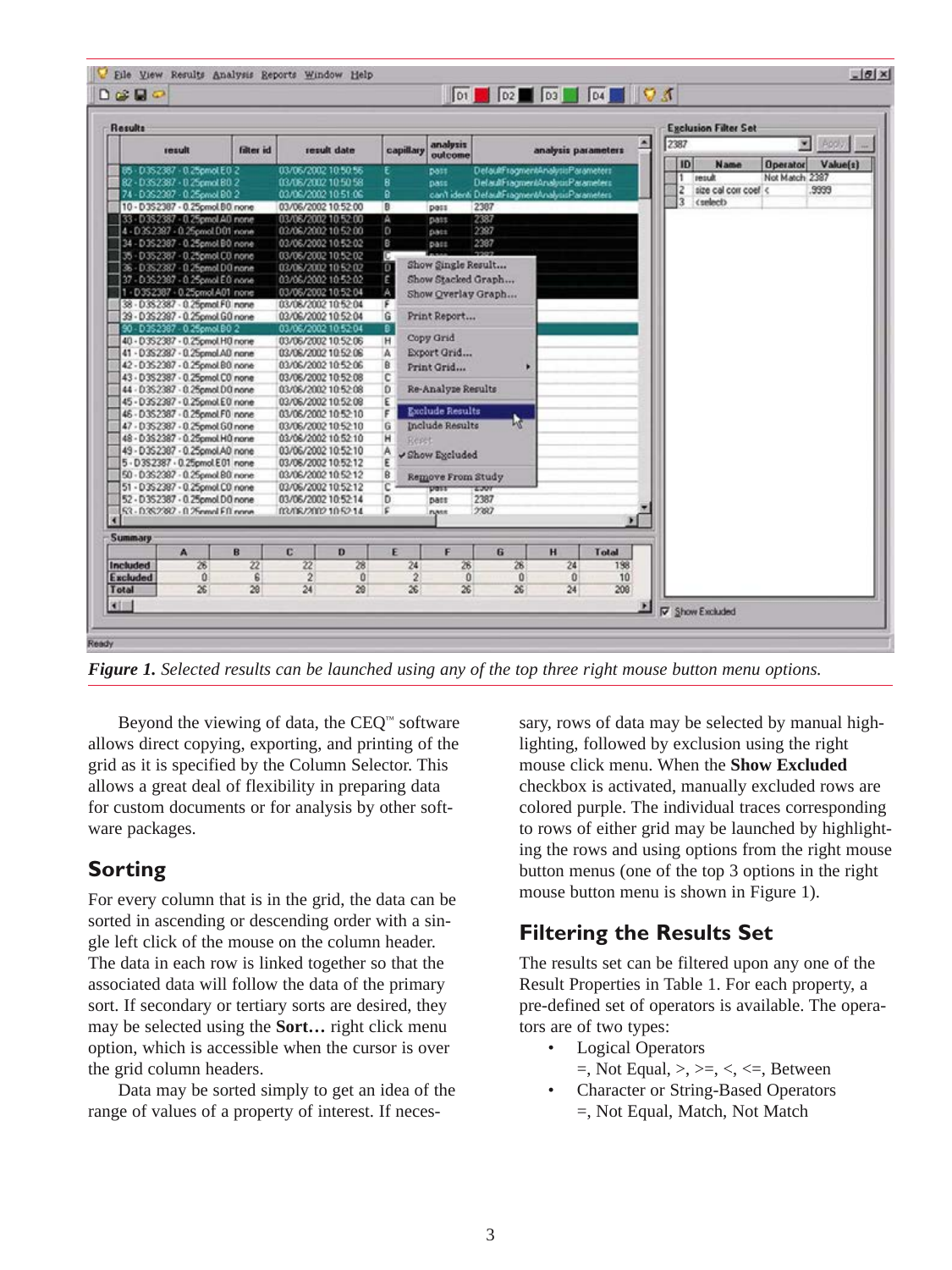*Figure 1. Selected results can be launched using any of the top three right mouse button menu options.*

Beyond the viewing of data, the CEQ™ software allows direct copying, exporting, and printing of the grid as it is specified by the Column Selector. This allows a great deal of flexibility in preparing data for custom documents or for analysis by other software packages.

## Sorting

For every column that is in the grid, the data can be sorted in ascending or descending order with a single left click of the mouse on the column header. The data in each row is linked together so that the associated data will follow the data of the primary sort. If secondary or tertiary sorts are desired, they may be selected using the **Sort…** right click menu option, which is accessible when the cursor is over the grid column headers.

Data may be sorted simply to get an idea of the range of values of a property of interest. If necessary, rows of data may be selected by manual highlighting, followed by exclusion using the right mouse click menu. When the **Show Excluded** checkbox is activated, manually excluded rows are colored purple. The individual traces corresponding to rows of either grid may be launched by highlighting the rows and using options from the right mouse button menus (one of the top 3 options in the right mouse button menu is shown in Figure 1).

## Filtering the Results Set

The results set can be filtered upon any one of the Result Properties in Table 1. For each property, a pre-defined set of operators is available. The operators are of two types:

- Logical Operators
  =, Not Equal, >, >=, <, <=, Between
- Character or String-Based Operators
  =, Not Equal, Match, Not Match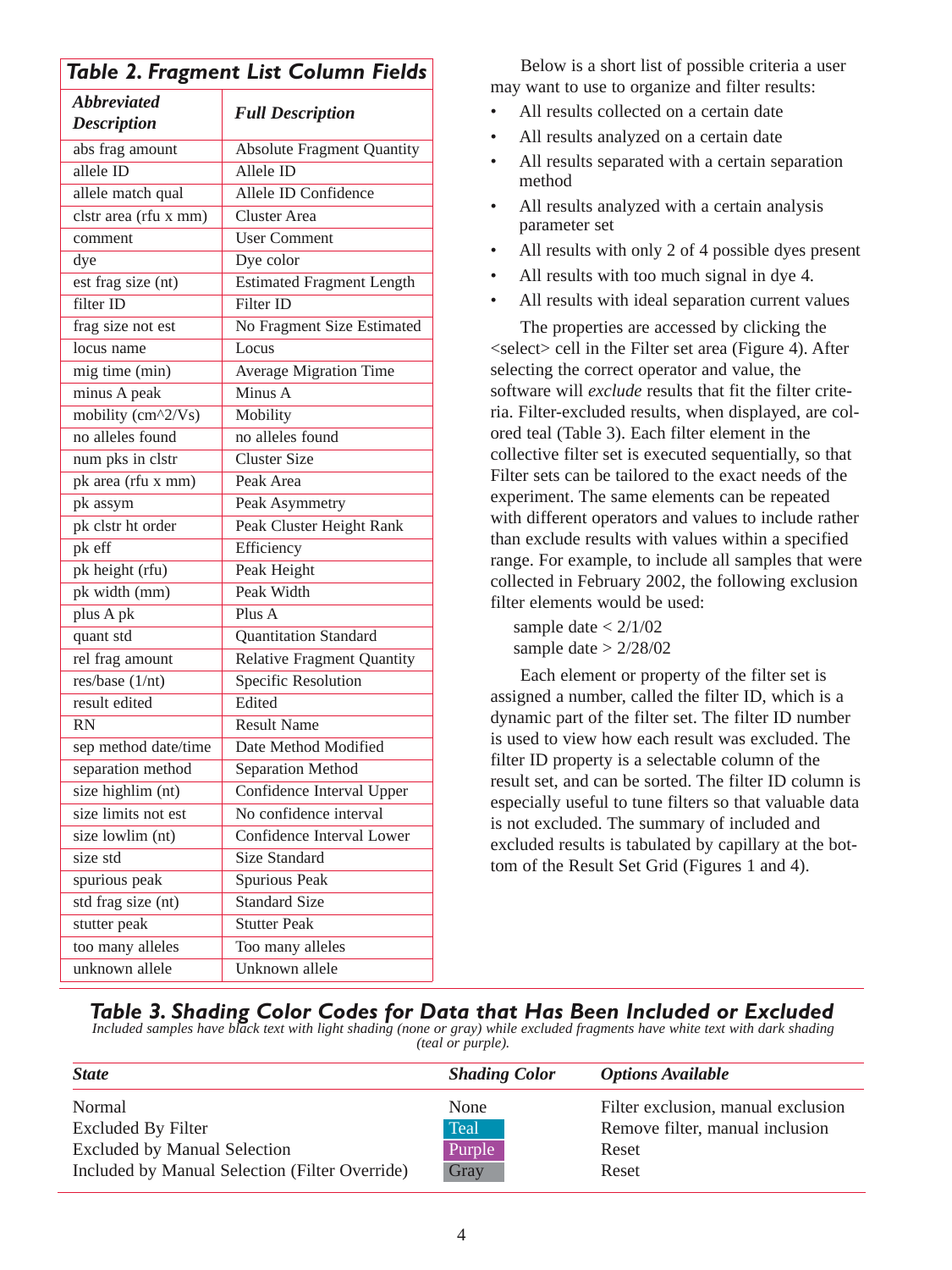**Table 2. Fragment List Column Fields**

| *Abbreviated Description* | *Full Description* |
|---|---|
| abs frag amount | Absolute Fragment Quantity |
| allele ID | Allele ID |
| allele match qual | Allele ID Confidence |
| clstr area (rfu x mm) | Cluster Area |
| comment | User Comment |
| dye | Dye color |
| est frag size (nt) | Estimated Fragment Length |
| filter ID | Filter ID |
| frag size not est | No Fragment Size Estimated |
| locus name | Locus |
| mig time (min) | Average Migration Time |
| minus A peak | Minus A |
| mobility (cm^2/Vs) | Mobility |
| no alleles found | no alleles found |
| num pks in clstr | Cluster Size |
| pk area (rfu x mm) | Peak Area |
| pk assym | Peak Asymmetry |
| pk clstr ht order | Peak Cluster Height Rank |
| pk eff | Efficiency |
| pk height (rfu) | Peak Height |
| pk width (mm) | Peak Width |
| plus A pk | Plus A |
| quant std | Quantitation Standard |
| rel frag amount | Relative Fragment Quantity |
| res/base (1/nt) | Specific Resolution |
| result edited | Edited |
| RN | Result Name |
| sep method date/time | Date Method Modified |
| separation method | Separation Method |
| size highlim (nt) | Confidence Interval Upper |
| size limits not est | No confidence interval |
| size lowlim (nt) | Confidence Interval Lower |
| size std | Size Standard |
| spurious peak | Spurious Peak |
| std frag size (nt) | Standard Size |
| stutter peak | Stutter Peak |
| too many alleles | Too many alleles |
| unknown allele | Unknown allele |

Below is a short list of possible criteria a user may want to use to organize and filter results:

- All results collected on a certain date
- All results analyzed on a certain date
- All results separated with a certain separation method
- All results analyzed with a certain analysis parameter set
- All results with only 2 of 4 possible dyes present
- All results with too much signal in dye 4.
- All results with ideal separation current values

The properties are accessed by clicking the <select> cell in the Filter set area (Figure 4). After selecting the correct operator and value, the software will *exclude* results that fit the filter criteria. Filter-excluded results, when displayed, are colored teal (Table 3). Each filter element in the collective filter set is executed sequentially, so that Filter sets can be tailored to the exact needs of the experiment. The same elements can be repeated with different operators and values to include rather than exclude results with values within a specified range. For example, to include all samples that were collected in February 2002, the following exclusion filter elements would be used:

sample date < 2/1/02
sample date > 2/28/02

Each element or property of the filter set is assigned a number, called the filter ID, which is a dynamic part of the filter set. The filter ID number is used to view how each result was excluded. The filter ID property is a selectable column of the result set, and can be sorted. The filter ID column is especially useful to tune filters so that valuable data is not excluded. The summary of included and excluded results is tabulated by capillary at the bottom of the Result Set Grid (Figures 1 and 4).

**Table 3. Shading Color Codes for Data that Has Been Included or Excluded**

*Included samples have black text with light shading (none or gray) while excluded fragments have white text with dark shading (teal or purple).*

| *State* | *Shading Color* | *Options Available* |
|---|---|---|
| Normal | None | Filter exclusion, manual exclusion |
| Excluded By Filter | Teal | Remove filter, manual inclusion |
| Excluded by Manual Selection | Purple | Reset |
| Included by Manual Selection (Filter Override) | Gray | Reset |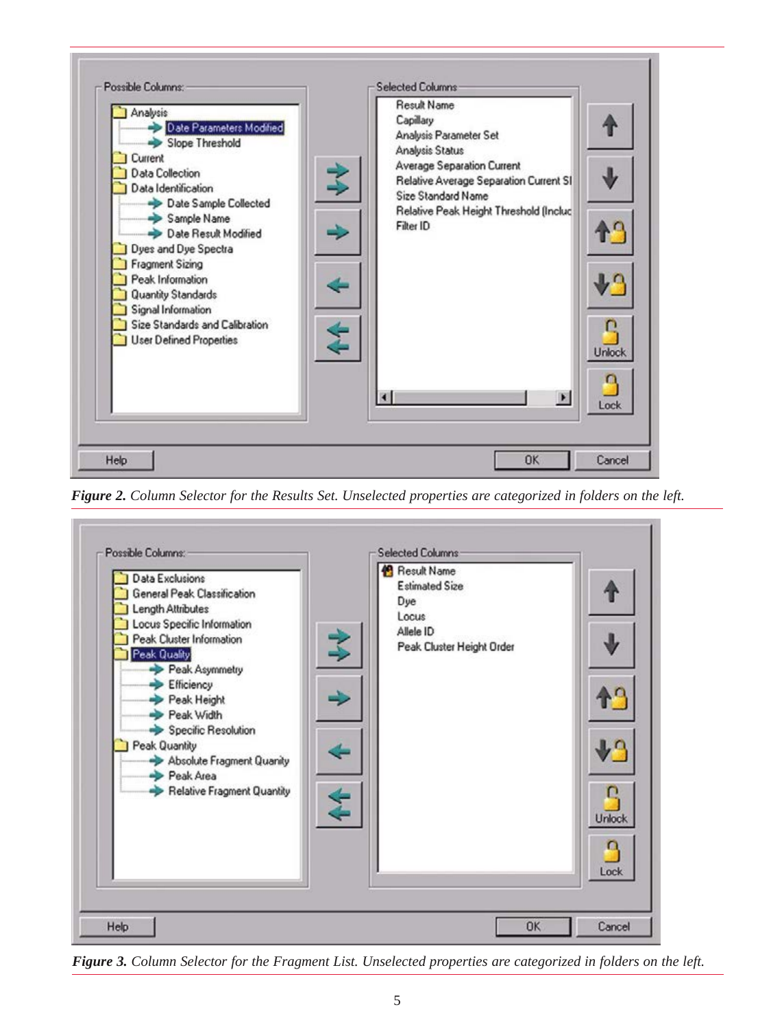**Figure 2.** *Column Selector for the Results Set. Unselected properties are categorized in folders on the left.*

**Figure 3.** *Column Selector for the Fragment List. Unselected properties are categorized in folders on the left.*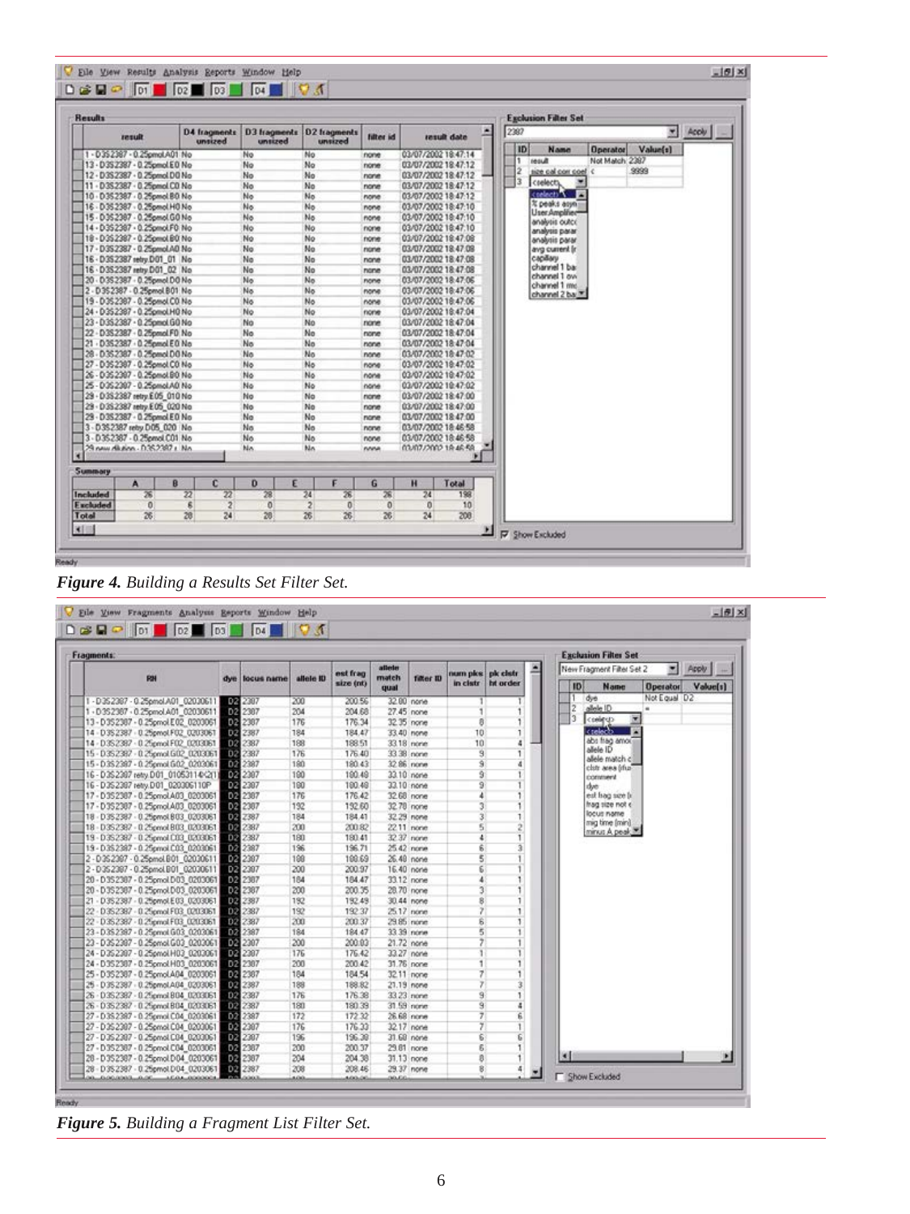*Figure 4. Building a Results Set Filter Set.*

*Figure 5. Building a Fragment List Filter Set.*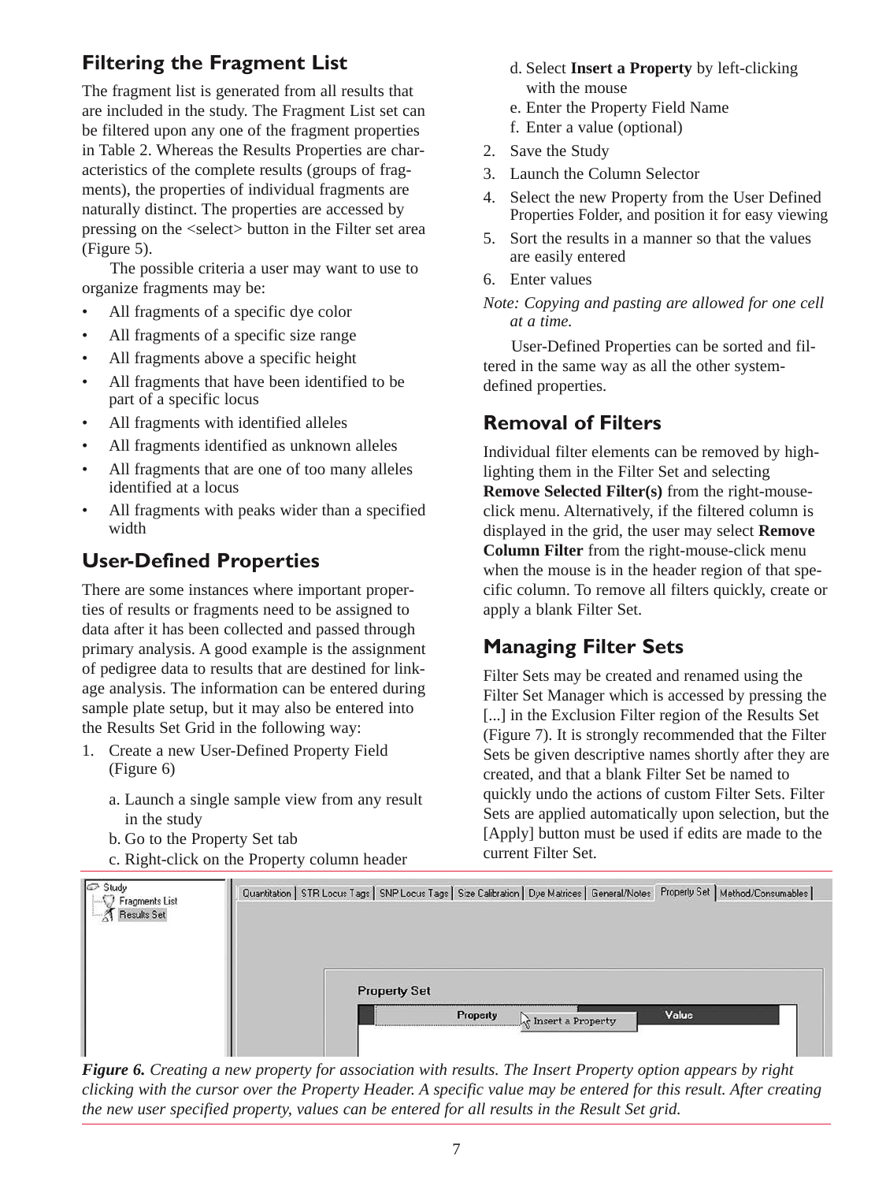## Filtering the Fragment List

The fragment list is generated from all results that are included in the study. The Fragment List set can be filtered upon any one of the fragment properties in Table 2. Whereas the Results Properties are characteristics of the complete results (groups of fragments), the properties of individual fragments are naturally distinct. The properties are accessed by pressing on the <select> button in the Filter set area (Figure 5).

The possible criteria a user may want to use to organize fragments may be:

- All fragments of a specific dye color
- All fragments of a specific size range
- All fragments above a specific height
- All fragments that have been identified to be part of a specific locus
- All fragments with identified alleles
- All fragments identified as unknown alleles
- All fragments that are one of too many alleles identified at a locus
- All fragments with peaks wider than a specified width

## User-Defined Properties

There are some instances where important properties of results or fragments need to be assigned to data after it has been collected and passed through primary analysis. A good example is the assignment of pedigree data to results that are destined for linkage analysis. The information can be entered during sample plate setup, but it may also be entered into the Results Set Grid in the following way:

1. Create a new User-Defined Property Field (Figure 6)
   a. Launch a single sample view from any result in the study
   b. Go to the Property Set tab
   c. Right-click on the Property column header
   d. Select **Insert a Property** by left-clicking with the mouse
   e. Enter the Property Field Name
   f. Enter a value (optional)
2. Save the Study
3. Launch the Column Selector
4. Select the new Property from the User Defined Properties Folder, and position it for easy viewing
5. Sort the results in a manner so that the values are easily entered
6. Enter values

*Note: Copying and pasting are allowed for one cell at a time.*

User-Defined Properties can be sorted and filtered in the same way as all the other system-defined properties.

## Removal of Filters

Individual filter elements can be removed by highlighting them in the Filter Set and selecting **Remove Selected Filter(s)** from the right-mouse-click menu. Alternatively, if the filtered column is displayed in the grid, the user may select **Remove Column Filter** from the right-mouse-click menu when the mouse is in the header region of that specific column. To remove all filters quickly, create or apply a blank Filter Set.

## Managing Filter Sets

Filter Sets may be created and renamed using the Filter Set Manager which is accessed by pressing the [...] in the Exclusion Filter region of the Results Set (Figure 7). It is strongly recommended that the Filter Sets be given descriptive names shortly after they are created, and that a blank Filter Set be named to quickly undo the actions of custom Filter Sets. Filter Sets are applied automatically upon selection, but the [Apply] button must be used if edits are made to the current Filter Set.

***Figure 6.*** *Creating a new property for association with results. The Insert Property option appears by right clicking with the cursor over the Property Header. A specific value may be entered for this result. After creating the new user specified property, values can be entered for all results in the Result Set grid.*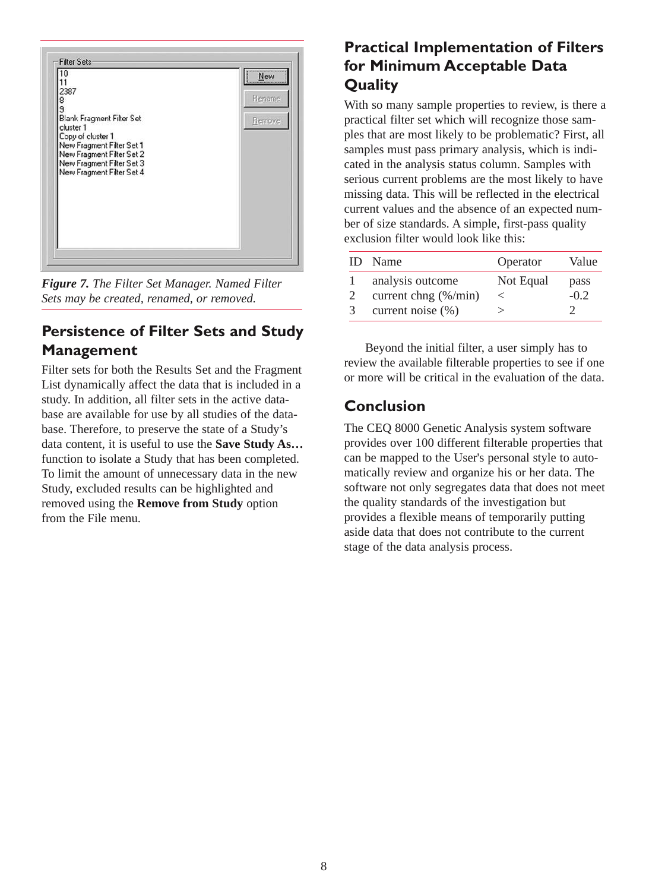*Figure 7. The Filter Set Manager. Named Filter Sets may be created, renamed, or removed.*

## Persistence of Filter Sets and Study Management

Filter sets for both the Results Set and the Fragment List dynamically affect the data that is included in a study. In addition, all filter sets in the active database are available for use by all studies of the database. Therefore, to preserve the state of a Study's data content, it is useful to use the **Save Study As…** function to isolate a Study that has been completed. To limit the amount of unnecessary data in the new Study, excluded results can be highlighted and removed using the **Remove from Study** option from the File menu.

## Practical Implementation of Filters for Minimum Acceptable Data Quality

With so many sample properties to review, is there a practical filter set which will recognize those samples that are most likely to be problematic? First, all samples must pass primary analysis, which is indicated in the analysis status column. Samples with serious current problems are the most likely to have missing data. This will be reflected in the electrical current values and the absence of an expected number of size standards. A simple, first-pass quality exclusion filter would look like this:

| ID | Name | Operator | Value |
|---|---|---|---|
| 1 | analysis outcome | Not Equal | pass |
| 2 | current chng (%/min) | < | -0.2 |
| 3 | current noise (%) | > | 2 |

Beyond the initial filter, a user simply has to review the available filterable properties to see if one or more will be critical in the evaluation of the data.

## Conclusion

The CEQ 8000 Genetic Analysis system software provides over 100 different filterable properties that can be mapped to the User's personal style to automatically review and organize his or her data. The software not only segregates data that does not meet the quality standards of the investigation but provides a flexible means of temporarily putting aside data that does not contribute to the current stage of the data analysis process.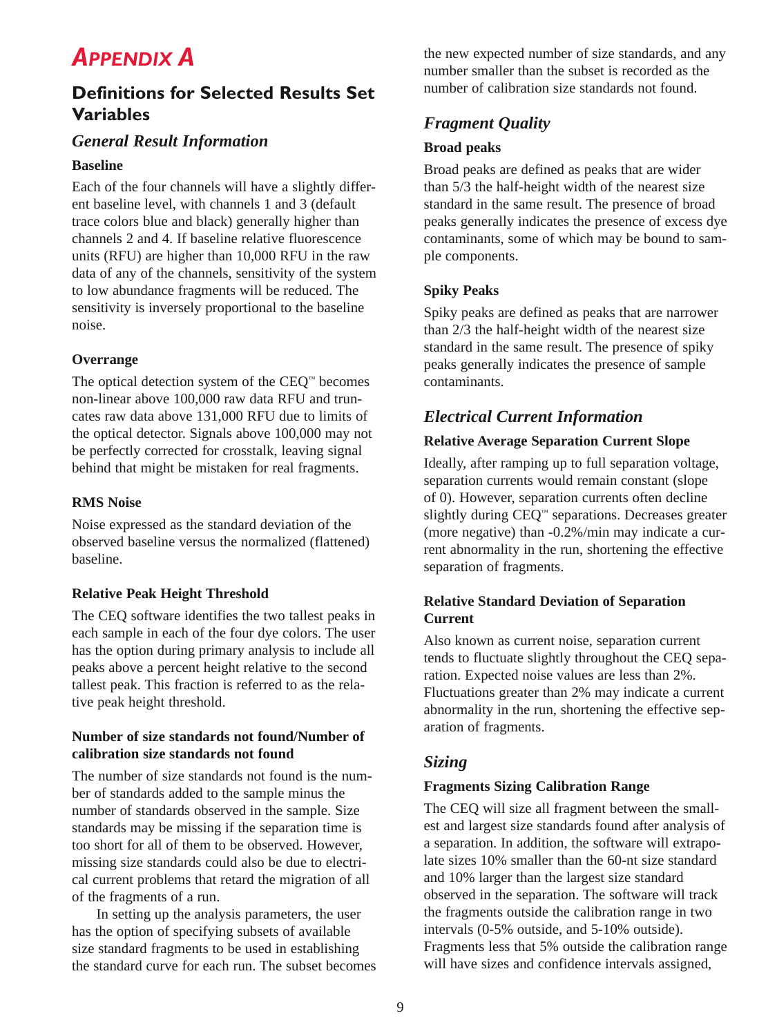# APPENDIX A

## Definitions for Selected Results Set Variables

### General Result Information

**Baseline**

Each of the four channels will have a slightly different baseline level, with channels 1 and 3 (default trace colors blue and black) generally higher than channels 2 and 4. If baseline relative fluorescence units (RFU) are higher than 10,000 RFU in the raw data of any of the channels, sensitivity of the system to low abundance fragments will be reduced. The sensitivity is inversely proportional to the baseline noise.

**Overrange**

The optical detection system of the CEQ™ becomes non-linear above 100,000 raw data RFU and truncates raw data above 131,000 RFU due to limits of the optical detector. Signals above 100,000 may not be perfectly corrected for crosstalk, leaving signal behind that might be mistaken for real fragments.

**RMS Noise**

Noise expressed as the standard deviation of the observed baseline versus the normalized (flattened) baseline.

**Relative Peak Height Threshold**

The CEQ software identifies the two tallest peaks in each sample in each of the four dye colors. The user has the option during primary analysis to include all peaks above a percent height relative to the second tallest peak. This fraction is referred to as the relative peak height threshold.

**Number of size standards not found/Number of calibration size standards not found**

The number of size standards not found is the number of standards added to the sample minus the number of standards observed in the sample. Size standards may be missing if the separation time is too short for all of them to be observed. However, missing size standards could also be due to electrical current problems that retard the migration of all of the fragments of a run.

In setting up the analysis parameters, the user has the option of specifying subsets of available size standard fragments to be used in establishing the standard curve for each run. The subset becomes the new expected number of size standards, and any number smaller than the subset is recorded as the number of calibration size standards not found.

### Fragment Quality

**Broad peaks**

Broad peaks are defined as peaks that are wider than 5/3 the half-height width of the nearest size standard in the same result. The presence of broad peaks generally indicates the presence of excess dye contaminants, some of which may be bound to sample components.

**Spiky Peaks**

Spiky peaks are defined as peaks that are narrower than 2/3 the half-height width of the nearest size standard in the same result. The presence of spiky peaks generally indicates the presence of sample contaminants.

### Electrical Current Information

**Relative Average Separation Current Slope**

Ideally, after ramping up to full separation voltage, separation currents would remain constant (slope of 0). However, separation currents often decline slightly during CEQ™ separations. Decreases greater (more negative) than -0.2%/min may indicate a current abnormality in the run, shortening the effective separation of fragments.

**Relative Standard Deviation of Separation Current**

Also known as current noise, separation current tends to fluctuate slightly throughout the CEQ separation. Expected noise values are less than 2%. Fluctuations greater than 2% may indicate a current abnormality in the run, shortening the effective separation of fragments.

### Sizing

**Fragments Sizing Calibration Range**

The CEQ will size all fragment between the smallest and largest size standards found after analysis of a separation. In addition, the software will extrapolate sizes 10% smaller than the 60-nt size standard and 10% larger than the largest size standard observed in the separation. The software will track the fragments outside the calibration range in two intervals (0-5% outside, and 5-10% outside). Fragments less that 5% outside the calibration range will have sizes and confidence intervals assigned,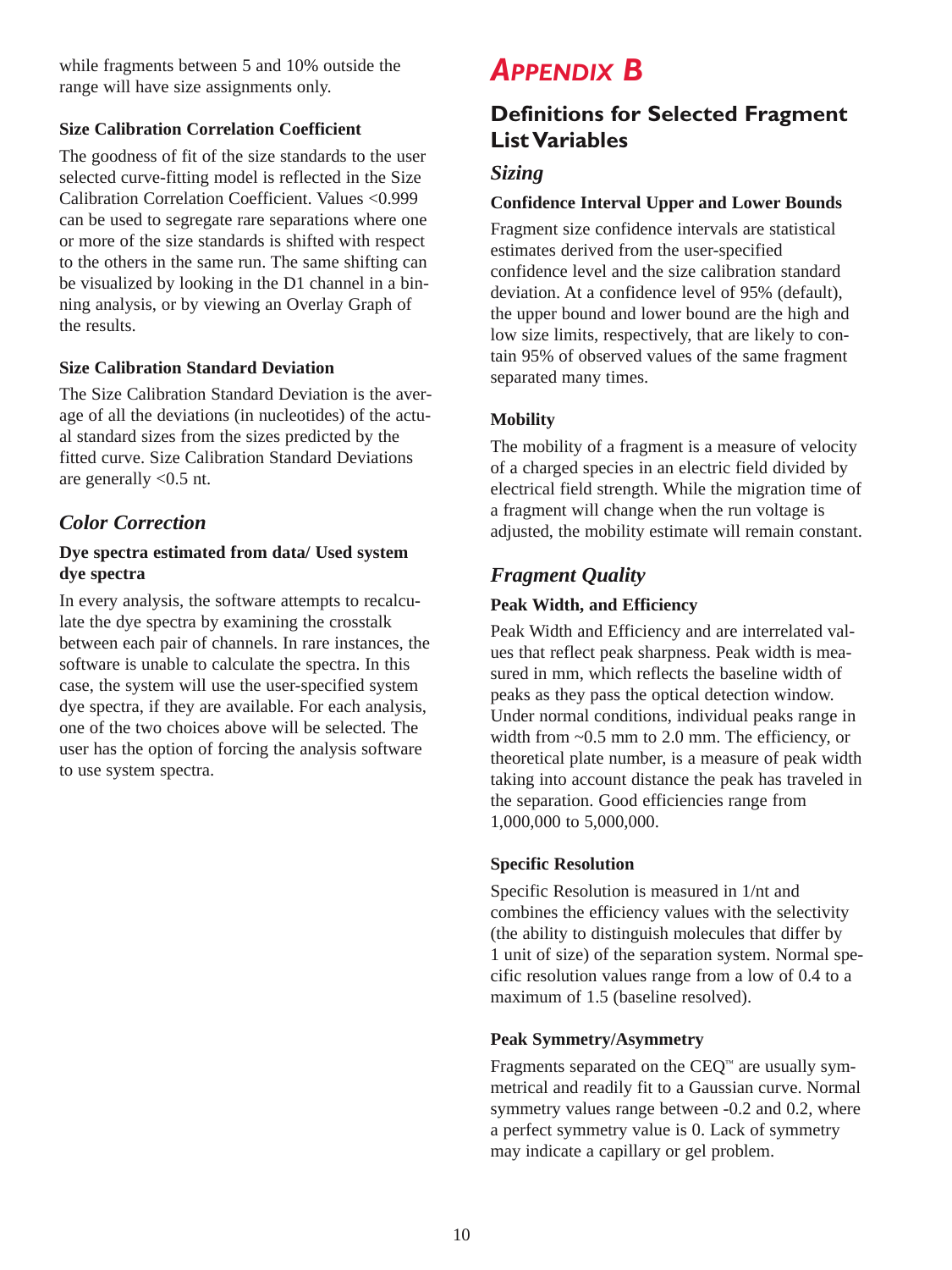while fragments between 5 and 10% outside the range will have size assignments only.

**Size Calibration Correlation Coefficient**

The goodness of fit of the size standards to the user selected curve-fitting model is reflected in the Size Calibration Correlation Coefficient. Values <0.999 can be used to segregate rare separations where one or more of the size standards is shifted with respect to the others in the same run. The same shifting can be visualized by looking in the D1 channel in a binning analysis, or by viewing an Overlay Graph of the results.

**Size Calibration Standard Deviation**

The Size Calibration Standard Deviation is the average of all the deviations (in nucleotides) of the actual standard sizes from the sizes predicted by the fitted curve. Size Calibration Standard Deviations are generally <0.5 nt.

## *Color Correction*

**Dye spectra estimated from data/ Used system dye spectra**

In every analysis, the software attempts to recalculate the dye spectra by examining the crosstalk between each pair of channels. In rare instances, the software is unable to calculate the spectra. In this case, the system will use the user-specified system dye spectra, if they are available. For each analysis, one of the two choices above will be selected. The user has the option of forcing the analysis software to use system spectra.

# *Appendix B*

## Definitions for Selected Fragment List Variables

### *Sizing*

**Confidence Interval Upper and Lower Bounds**

Fragment size confidence intervals are statistical estimates derived from the user-specified confidence level and the size calibration standard deviation. At a confidence level of 95% (default), the upper bound and lower bound are the high and low size limits, respectively, that are likely to contain 95% of observed values of the same fragment separated many times.

**Mobility**

The mobility of a fragment is a measure of velocity of a charged species in an electric field divided by electrical field strength. While the migration time of a fragment will change when the run voltage is adjusted, the mobility estimate will remain constant.

### *Fragment Quality*

**Peak Width, and Efficiency**

Peak Width and Efficiency and are interrelated values that reflect peak sharpness. Peak width is measured in mm, which reflects the baseline width of peaks as they pass the optical detection window. Under normal conditions, individual peaks range in width from ~0.5 mm to 2.0 mm. The efficiency, or theoretical plate number, is a measure of peak width taking into account distance the peak has traveled in the separation. Good efficiencies range from 1,000,000 to 5,000,000.

**Specific Resolution**

Specific Resolution is measured in 1/nt and combines the efficiency values with the selectivity (the ability to distinguish molecules that differ by 1 unit of size) of the separation system. Normal specific resolution values range from a low of 0.4 to a maximum of 1.5 (baseline resolved).

**Peak Symmetry/Asymmetry**

Fragments separated on the CEQ™ are usually symmetrical and readily fit to a Gaussian curve. Normal symmetry values range between -0.2 and 0.2, where a perfect symmetry value is 0. Lack of symmetry may indicate a capillary or gel problem.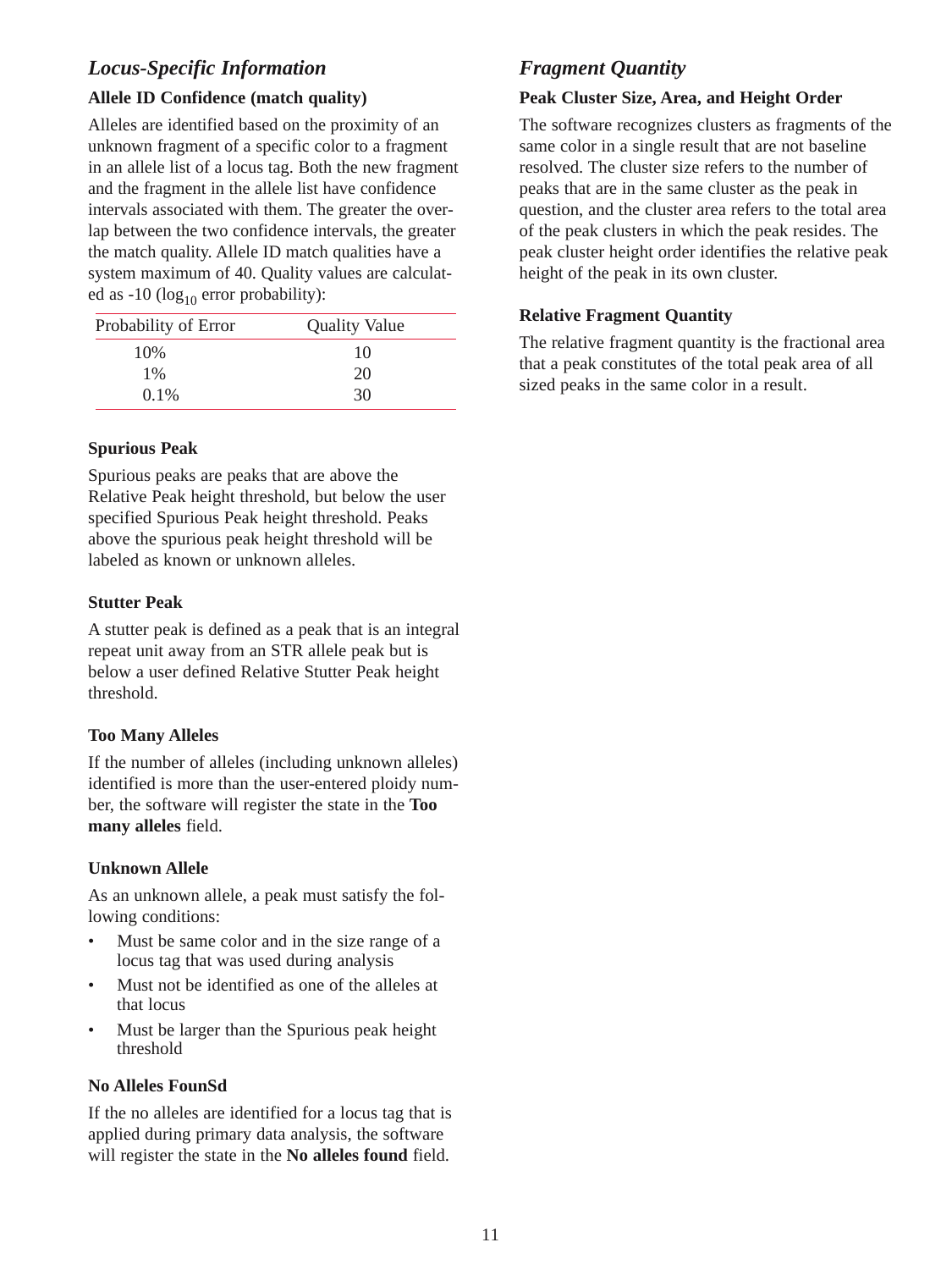## *Locus-Specific Information*

### Allele ID Confidence (match quality)

Alleles are identified based on the proximity of an unknown fragment of a specific color to a fragment in an allele list of a locus tag. Both the new fragment and the fragment in the allele list have confidence intervals associated with them. The greater the overlap between the two confidence intervals, the greater the match quality. Allele ID match qualities have a system maximum of 40. Quality values are calculated as -10 ($\log_{10}$ error probability):

| Probability of Error | Quality Value |
|---|---|
| 10% | 10 |
| 1% | 20 |
| 0.1% | 30 |

### Spurious Peak

Spurious peaks are peaks that are above the Relative Peak height threshold, but below the user specified Spurious Peak height threshold. Peaks above the spurious peak height threshold will be labeled as known or unknown alleles.

### Stutter Peak

A stutter peak is defined as a peak that is an integral repeat unit away from an STR allele peak but is below a user defined Relative Stutter Peak height threshold.

### Too Many Alleles

If the number of alleles (including unknown alleles) identified is more than the user-entered ploidy number, the software will register the state in the **Too many alleles** field.

### Unknown Allele

As an unknown allele, a peak must satisfy the following conditions:

- Must be same color and in the size range of a locus tag that was used during analysis
- Must not be identified as one of the alleles at that locus
- Must be larger than the Spurious peak height threshold

### No Alleles FounSd

If the no alleles are identified for a locus tag that is applied during primary data analysis, the software will register the state in the **No alleles found** field.

## *Fragment Quantity*

### Peak Cluster Size, Area, and Height Order

The software recognizes clusters as fragments of the same color in a single result that are not baseline resolved. The cluster size refers to the number of peaks that are in the same cluster as the peak in question, and the cluster area refers to the total area of the peak clusters in which the peak resides. The peak cluster height order identifies the relative peak height of the peak in its own cluster.

### Relative Fragment Quantity

The relative fragment quantity is the fractional area that a peak constitutes of the total peak area of all sized peaks in the same color in a result.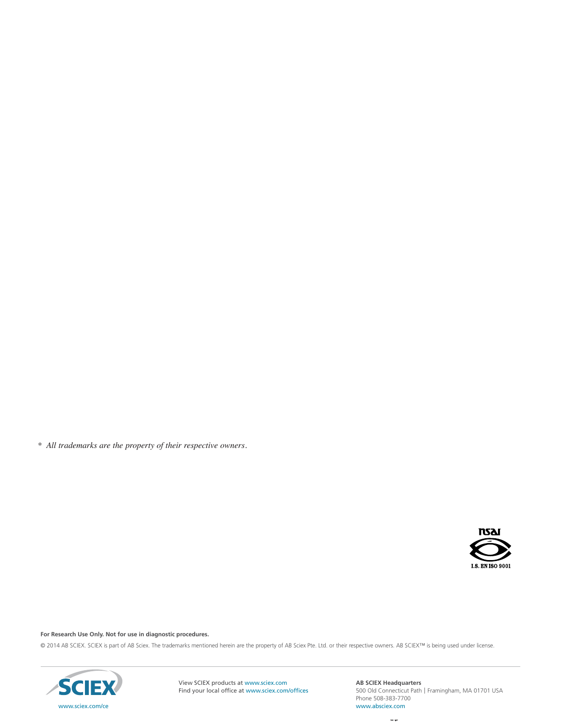* *All trademarks are the property of their respective owners.*

I.S. EN ISO 9001

**For Research Use Only. Not for use in diagnostic procedures.**

© 2014 AB SCIEX. SCIEX is part of AB Sciex. The trademarks mentioned herein are the property of AB Sciex Pte. Ltd. or their respective owners. AB SCIEX™ is being used under license.

www.sciex.com/ce

View SCIEX products at www.sciex.com
Find your local office at www.sciex.com/offices

**AB SCIEX Headquarters**
500 Old Connecticut Path | Framingham, MA 01701 USA
Phone 508-383-7700
www.absciex.com